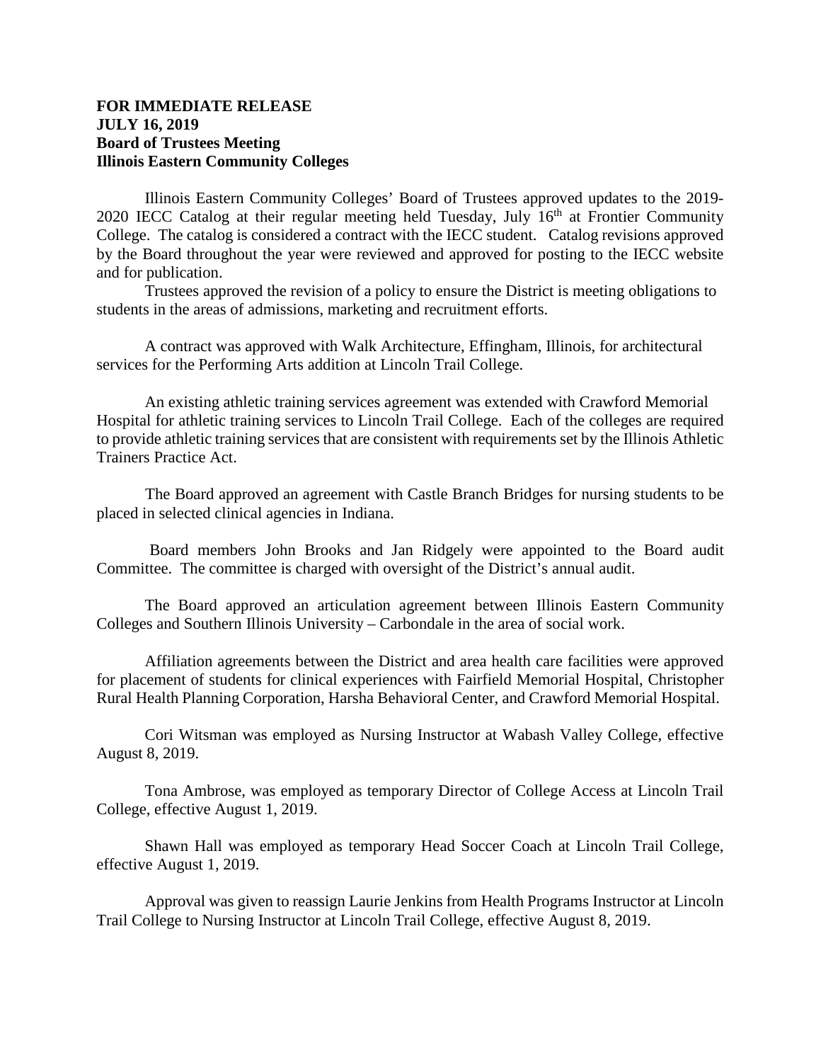**FOR IMMEDIATE RELEASE**
**JULY 16, 2019**
**Board of Trustees Meeting**
**Illinois Eastern Community Colleges**

Illinois Eastern Community Colleges' Board of Trustees approved updates to the 2019-2020 IECC Catalog at their regular meeting held Tuesday, July 16th at Frontier Community College. The catalog is considered a contract with the IECC student. Catalog revisions approved by the Board throughout the year were reviewed and approved for posting to the IECC website and for publication.

Trustees approved the revision of a policy to ensure the District is meeting obligations to students in the areas of admissions, marketing and recruitment efforts.

A contract was approved with Walk Architecture, Effingham, Illinois, for architectural services for the Performing Arts addition at Lincoln Trail College.

An existing athletic training services agreement was extended with Crawford Memorial Hospital for athletic training services to Lincoln Trail College. Each of the colleges are required to provide athletic training services that are consistent with requirements set by the Illinois Athletic Trainers Practice Act.

The Board approved an agreement with Castle Branch Bridges for nursing students to be placed in selected clinical agencies in Indiana.

Board members John Brooks and Jan Ridgely were appointed to the Board audit Committee. The committee is charged with oversight of the District's annual audit.

The Board approved an articulation agreement between Illinois Eastern Community Colleges and Southern Illinois University – Carbondale in the area of social work.

Affiliation agreements between the District and area health care facilities were approved for placement of students for clinical experiences with Fairfield Memorial Hospital, Christopher Rural Health Planning Corporation, Harsha Behavioral Center, and Crawford Memorial Hospital.

Cori Witsman was employed as Nursing Instructor at Wabash Valley College, effective August 8, 2019.

Tona Ambrose, was employed as temporary Director of College Access at Lincoln Trail College, effective August 1, 2019.

Shawn Hall was employed as temporary Head Soccer Coach at Lincoln Trail College, effective August 1, 2019.

Approval was given to reassign Laurie Jenkins from Health Programs Instructor at Lincoln Trail College to Nursing Instructor at Lincoln Trail College, effective August 8, 2019.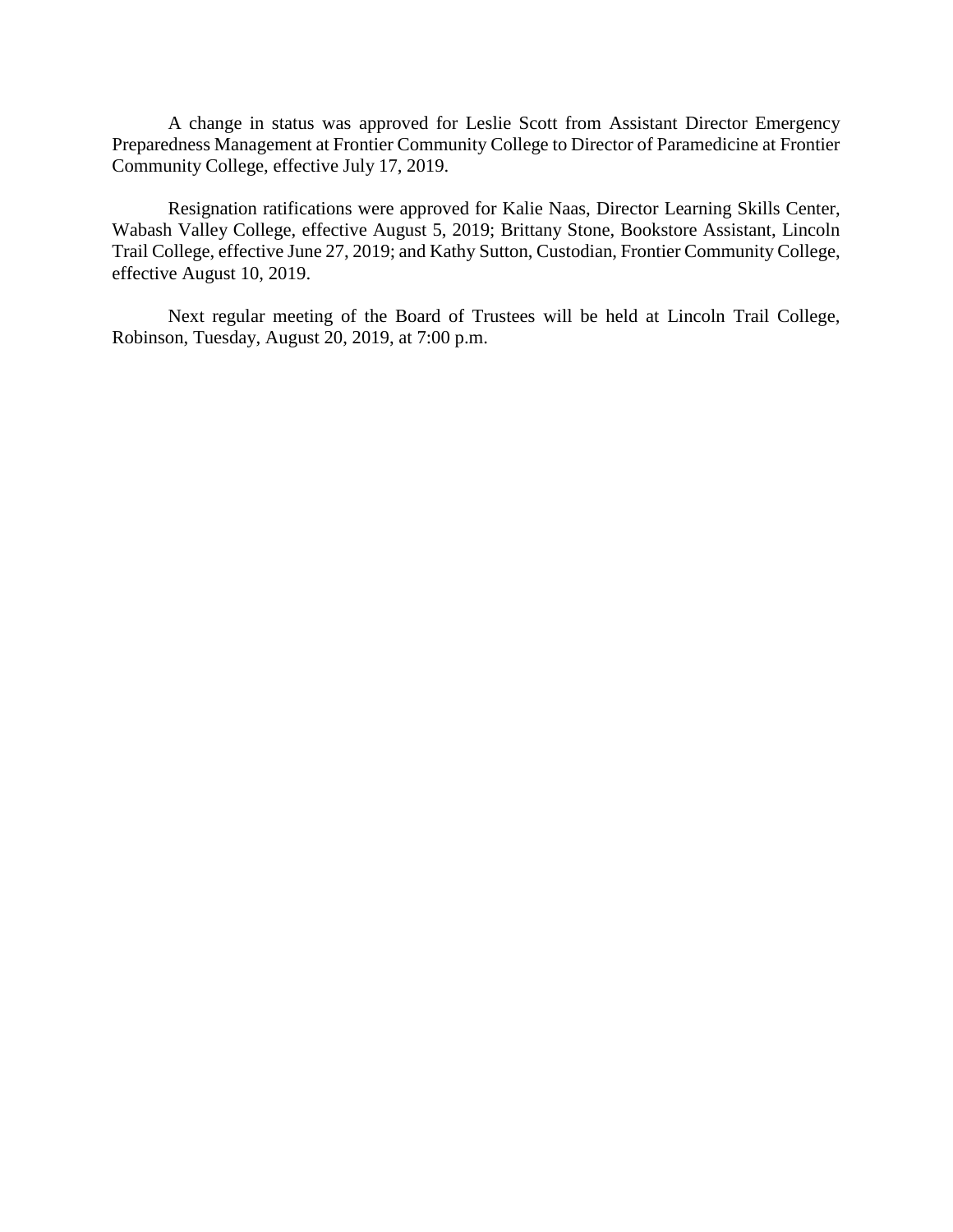A change in status was approved for Leslie Scott from Assistant Director Emergency Preparedness Management at Frontier Community College to Director of Paramedicine at Frontier Community College, effective July 17, 2019.

Resignation ratifications were approved for Kalie Naas, Director Learning Skills Center, Wabash Valley College, effective August 5, 2019; Brittany Stone, Bookstore Assistant, Lincoln Trail College, effective June 27, 2019; and Kathy Sutton, Custodian, Frontier Community College, effective August 10, 2019.

Next regular meeting of the Board of Trustees will be held at Lincoln Trail College, Robinson, Tuesday, August 20, 2019, at 7:00 p.m.